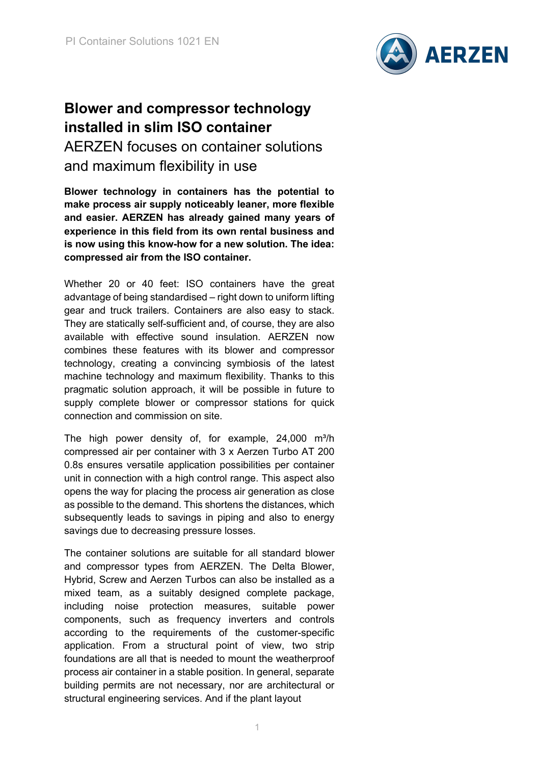# Blower and compressor technology installed in slim ISO container

## AERZEN focuses on container solutions and maximum flexibility in use

**Blower technology in containers has the potential to make process air supply noticeably leaner, more flexible and easier. AERZEN has already gained many years of experience in this field from its own rental business and is now using this know-how for a new solution. The idea: compressed air from the ISO container.**

Whether 20 or 40 feet: ISO containers have the great advantage of being standardised – right down to uniform lifting gear and truck trailers. Containers are also easy to stack. They are statically self-sufficient and, of course, they are also available with effective sound insulation. AERZEN now combines these features with its blower and compressor technology, creating a convincing symbiosis of the latest machine technology and maximum flexibility. Thanks to this pragmatic solution approach, it will be possible in future to supply complete blower or compressor stations for quick connection and commission on site.

The high power density of, for example, 24,000 m³/h compressed air per container with 3 x Aerzen Turbo AT 200 0.8s ensures versatile application possibilities per container unit in connection with a high control range. This aspect also opens the way for placing the process air generation as close as possible to the demand. This shortens the distances, which subsequently leads to savings in piping and also to energy savings due to decreasing pressure losses.

The container solutions are suitable for all standard blower and compressor types from AERZEN. The Delta Blower, Hybrid, Screw and Aerzen Turbos can also be installed as a mixed team, as a suitably designed complete package, including noise protection measures, suitable power components, such as frequency inverters and controls according to the requirements of the customer-specific application. From a structural point of view, two strip foundations are all that is needed to mount the weatherproof process air container in a stable position. In general, separate building permits are not necessary, nor are architectural or structural engineering services. And if the plant layout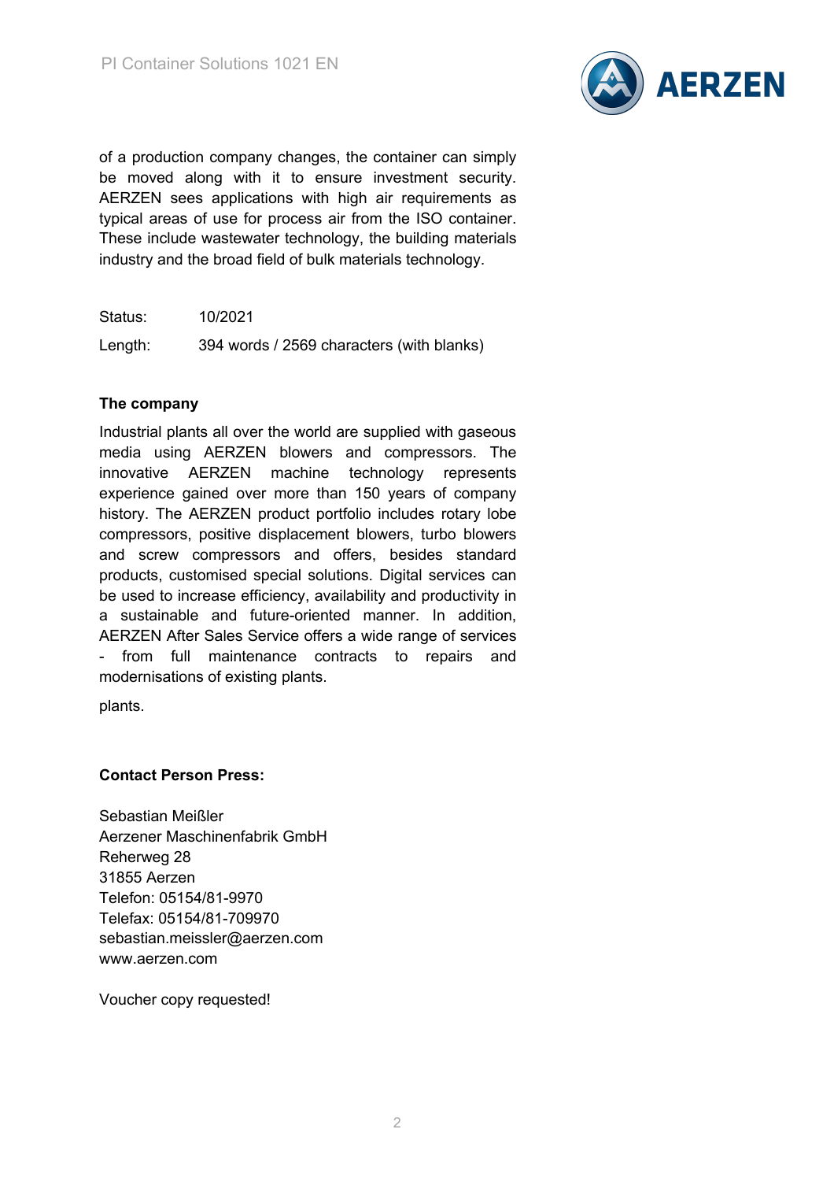of a production company changes, the container can simply be moved along with it to ensure investment security. AERZEN sees applications with high air requirements as typical areas of use for process air from the ISO container. These include wastewater technology, the building materials industry and the broad field of bulk materials technology.

Status: 10/2021

Length: 394 words / 2569 characters (with blanks)

**The company**

Industrial plants all over the world are supplied with gaseous media using AERZEN blowers and compressors. The innovative AERZEN machine technology represents experience gained over more than 150 years of company history. The AERZEN product portfolio includes rotary lobe compressors, positive displacement blowers, turbo blowers and screw compressors and offers, besides standard products, customised special solutions. Digital services can be used to increase efficiency, availability and productivity in a sustainable and future-oriented manner. In addition, AERZEN After Sales Service offers a wide range of services - from full maintenance contracts to repairs and modernisations of existing plants.

plants.

**Contact Person Press:**

Sebastian Meißler  
Aerzener Maschinenfabrik GmbH  
Reherweg 28  
31855 Aerzen  
Telefon: 05154/81-9970  
Telefax: 05154/81-709970  
sebastian.meissler@aerzen.com  
www.aerzen.com

Voucher copy requested!